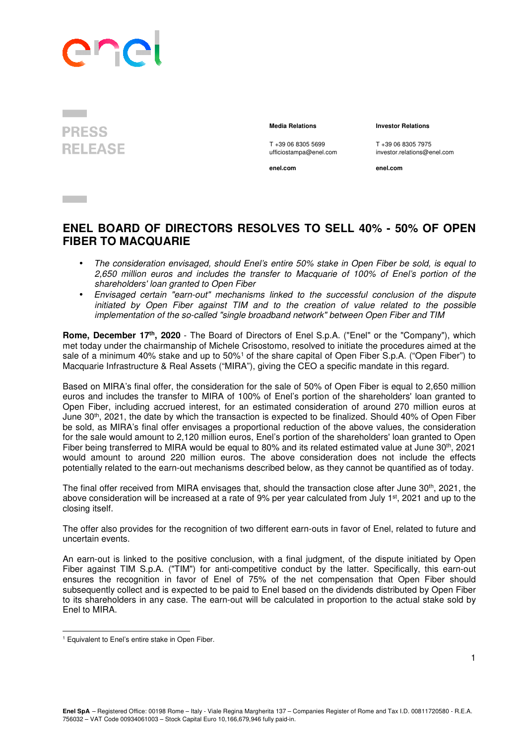PRESS RELEASE

**Media Relations**

T +39 06 8305 5699
ufficiostampa@enel.com

**enel.com**

**Investor Relations**

T +39 06 8305 7975
investor.relations@enel.com

**enel.com**

# ENEL BOARD OF DIRECTORS RESOLVES TO SELL 40% - 50% OF OPEN FIBER TO MACQUARIE

- *The consideration envisaged, should Enel's entire 50% stake in Open Fiber be sold, is equal to 2,650 million euros and includes the transfer to Macquarie of 100% of Enel's portion of the shareholders' loan granted to Open Fiber*
- *Envisaged certain "earn-out" mechanisms linked to the successful conclusion of the dispute initiated by Open Fiber against TIM and to the creation of value related to the possible implementation of the so-called "single broadband network" between Open Fiber and TIM*

**Rome, December 17th, 2020** - The Board of Directors of Enel S.p.A. ("Enel" or the "Company"), which met today under the chairmanship of Michele Crisostomo, resolved to initiate the procedures aimed at the sale of a minimum 40% stake and up to 50%[1] of the share capital of Open Fiber S.p.A. ("Open Fiber") to Macquarie Infrastructure & Real Assets ("MIRA"), giving the CEO a specific mandate in this regard.

Based on MIRA's final offer, the consideration for the sale of 50% of Open Fiber is equal to 2,650 million euros and includes the transfer to MIRA of 100% of Enel's portion of the shareholders' loan granted to Open Fiber, including accrued interest, for an estimated consideration of around 270 million euros at June 30th, 2021, the date by which the transaction is expected to be finalized. Should 40% of Open Fiber be sold, as MIRA's final offer envisages a proportional reduction of the above values, the consideration for the sale would amount to 2,120 million euros, Enel's portion of the shareholders' loan granted to Open Fiber being transferred to MIRA would be equal to 80% and its related estimated value at June 30th, 2021 would amount to around 220 million euros. The above consideration does not include the effects potentially related to the earn-out mechanisms described below, as they cannot be quantified as of today.

The final offer received from MIRA envisages that, should the transaction close after June 30th, 2021, the above consideration will be increased at a rate of 9% per year calculated from July 1st, 2021 and up to the closing itself.

The offer also provides for the recognition of two different earn-outs in favor of Enel, related to future and uncertain events.

An earn-out is linked to the positive conclusion, with a final judgment, of the dispute initiated by Open Fiber against TIM S.p.A. ("TIM") for anti-competitive conduct by the latter. Specifically, this earn-out ensures the recognition in favor of Enel of 75% of the net compensation that Open Fiber should subsequently collect and is expected to be paid to Enel based on the dividends distributed by Open Fiber to its shareholders in any case. The earn-out will be calculated in proportion to the actual stake sold by Enel to MIRA.

[1] Equivalent to Enel's entire stake in Open Fiber.

**Enel SpA** – Registered Office: 00198 Rome – Italy - Viale Regina Margherita 137 – Companies Register of Rome and Tax I.D. 00811720580 - R.E.A. 756032 – VAT Code 00934061003 – Stock Capital Euro 10,166,679,946 fully paid-in.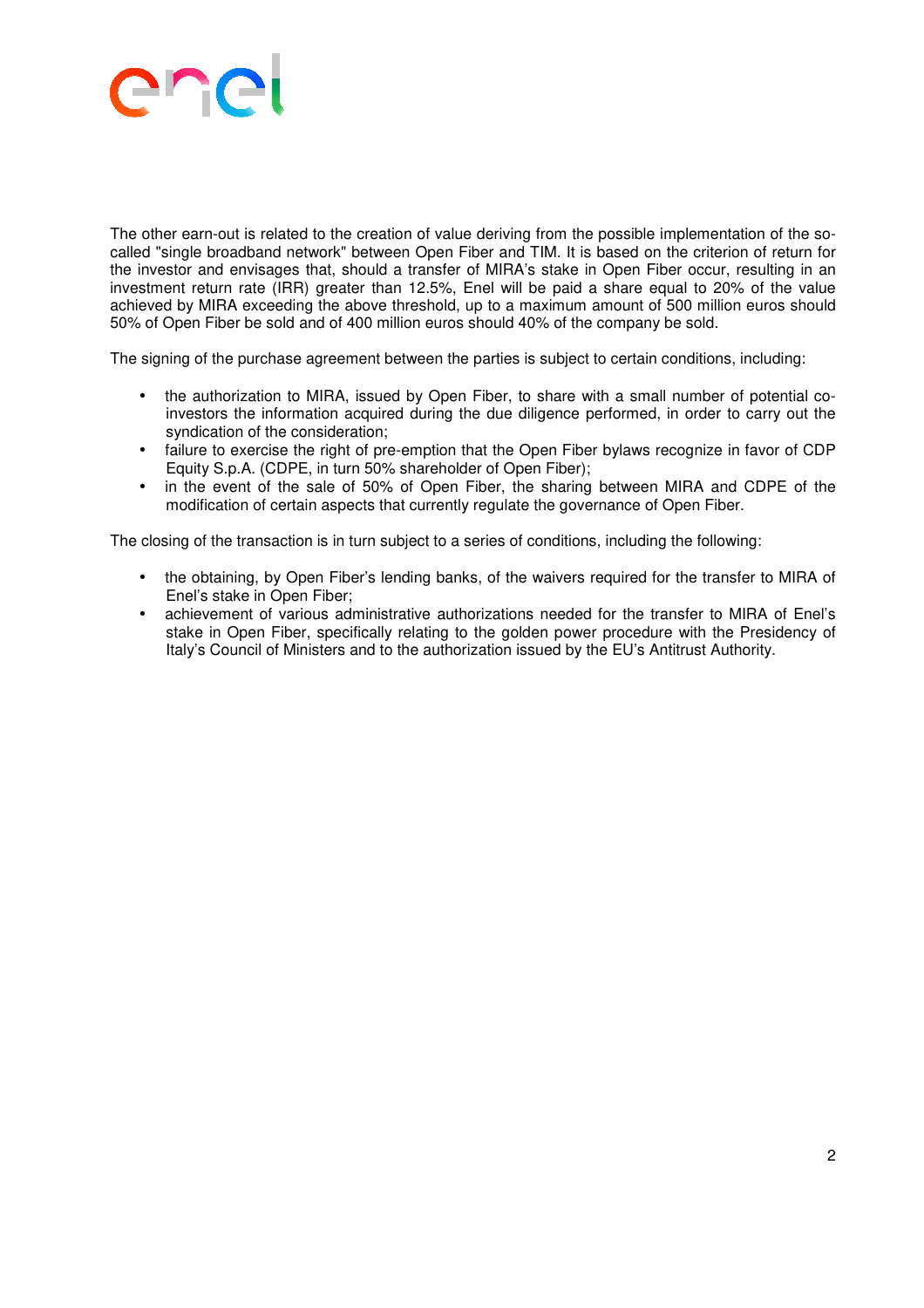The other earn-out is related to the creation of value deriving from the possible implementation of the so-called "single broadband network" between Open Fiber and TIM. It is based on the criterion of return for the investor and envisages that, should a transfer of MIRA's stake in Open Fiber occur, resulting in an investment return rate (IRR) greater than 12.5%, Enel will be paid a share equal to 20% of the value achieved by MIRA exceeding the above threshold, up to a maximum amount of 500 million euros should 50% of Open Fiber be sold and of 400 million euros should 40% of the company be sold.

The signing of the purchase agreement between the parties is subject to certain conditions, including:

- the authorization to MIRA, issued by Open Fiber, to share with a small number of potential co-investors the information acquired during the due diligence performed, in order to carry out the syndication of the consideration;
- failure to exercise the right of pre-emption that the Open Fiber bylaws recognize in favor of CDP Equity S.p.A. (CDPE, in turn 50% shareholder of Open Fiber);
- in the event of the sale of 50% of Open Fiber, the sharing between MIRA and CDPE of the modification of certain aspects that currently regulate the governance of Open Fiber.

The closing of the transaction is in turn subject to a series of conditions, including the following:

- the obtaining, by Open Fiber's lending banks, of the waivers required for the transfer to MIRA of Enel's stake in Open Fiber;
- achievement of various administrative authorizations needed for the transfer to MIRA of Enel's stake in Open Fiber, specifically relating to the golden power procedure with the Presidency of Italy's Council of Ministers and to the authorization issued by the EU's Antitrust Authority.